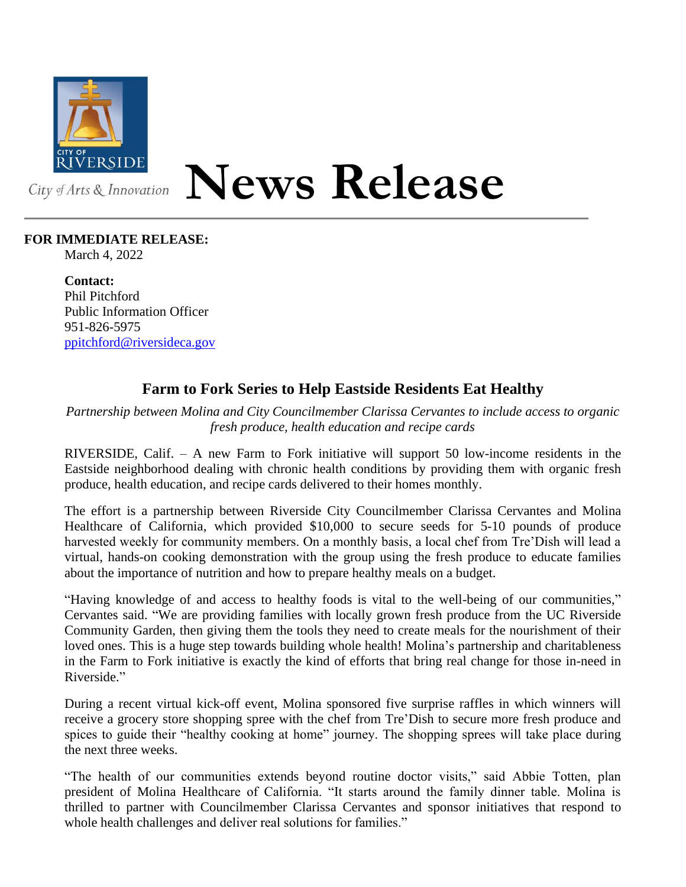City of Arts & Innovation

# News Release

**FOR IMMEDIATE RELEASE:**
March 4, 2022

**Contact:**
Phil Pitchford
Public Information Officer
951-826-5975
ppitchford@riversideca.gov

## Farm to Fork Series to Help Eastside Residents Eat Healthy

*Partnership between Molina and City Councilmember Clarissa Cervantes to include access to organic fresh produce, health education and recipe cards*

RIVERSIDE, Calif. – A new Farm to Fork initiative will support 50 low-income residents in the Eastside neighborhood dealing with chronic health conditions by providing them with organic fresh produce, health education, and recipe cards delivered to their homes monthly.

The effort is a partnership between Riverside City Councilmember Clarissa Cervantes and Molina Healthcare of California, which provided $10,000 to secure seeds for 5-10 pounds of produce harvested weekly for community members. On a monthly basis, a local chef from Tre'Dish will lead a virtual, hands-on cooking demonstration with the group using the fresh produce to educate families about the importance of nutrition and how to prepare healthy meals on a budget.

"Having knowledge of and access to healthy foods is vital to the well-being of our communities," Cervantes said. "We are providing families with locally grown fresh produce from the UC Riverside Community Garden, then giving them the tools they need to create meals for the nourishment of their loved ones. This is a huge step towards building whole health! Molina's partnership and charitableness in the Farm to Fork initiative is exactly the kind of efforts that bring real change for those in-need in Riverside."

During a recent virtual kick-off event, Molina sponsored five surprise raffles in which winners will receive a grocery store shopping spree with the chef from Tre'Dish to secure more fresh produce and spices to guide their "healthy cooking at home" journey. The shopping sprees will take place during the next three weeks.

"The health of our communities extends beyond routine doctor visits," said Abbie Totten, plan president of Molina Healthcare of California. "It starts around the family dinner table. Molina is thrilled to partner with Councilmember Clarissa Cervantes and sponsor initiatives that respond to whole health challenges and deliver real solutions for families."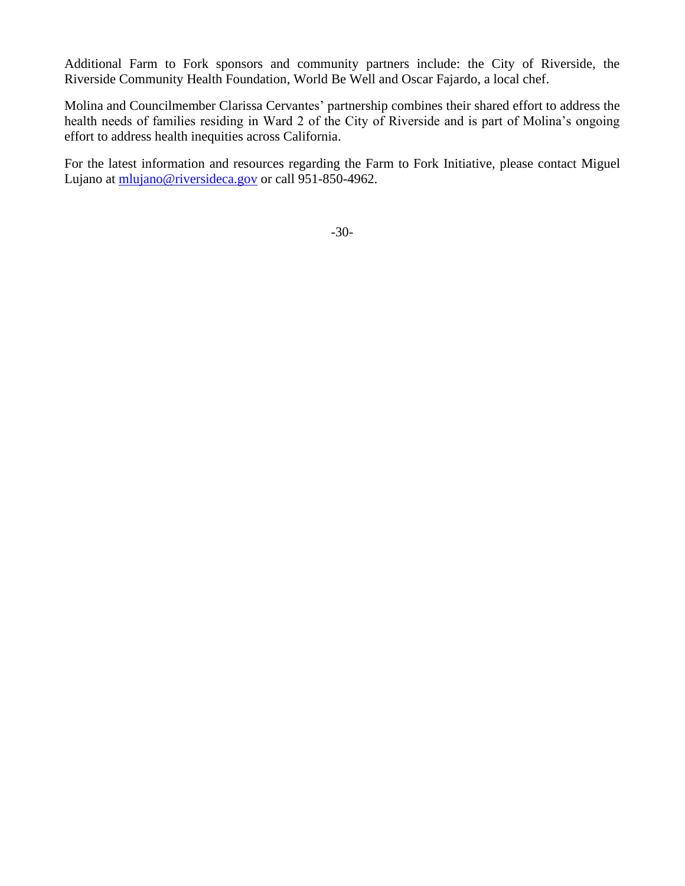Additional Farm to Fork sponsors and community partners include: the City of Riverside, the Riverside Community Health Foundation, World Be Well and Oscar Fajardo, a local chef.

Molina and Councilmember Clarissa Cervantes' partnership combines their shared effort to address the health needs of families residing in Ward 2 of the City of Riverside and is part of Molina's ongoing effort to address health inequities across California.

For the latest information and resources regarding the Farm to Fork Initiative, please contact Miguel Lujano at [mlujano@riversideca.gov](mailto:mlujano@riversideca.gov) or call 951-850-4962.

-30-